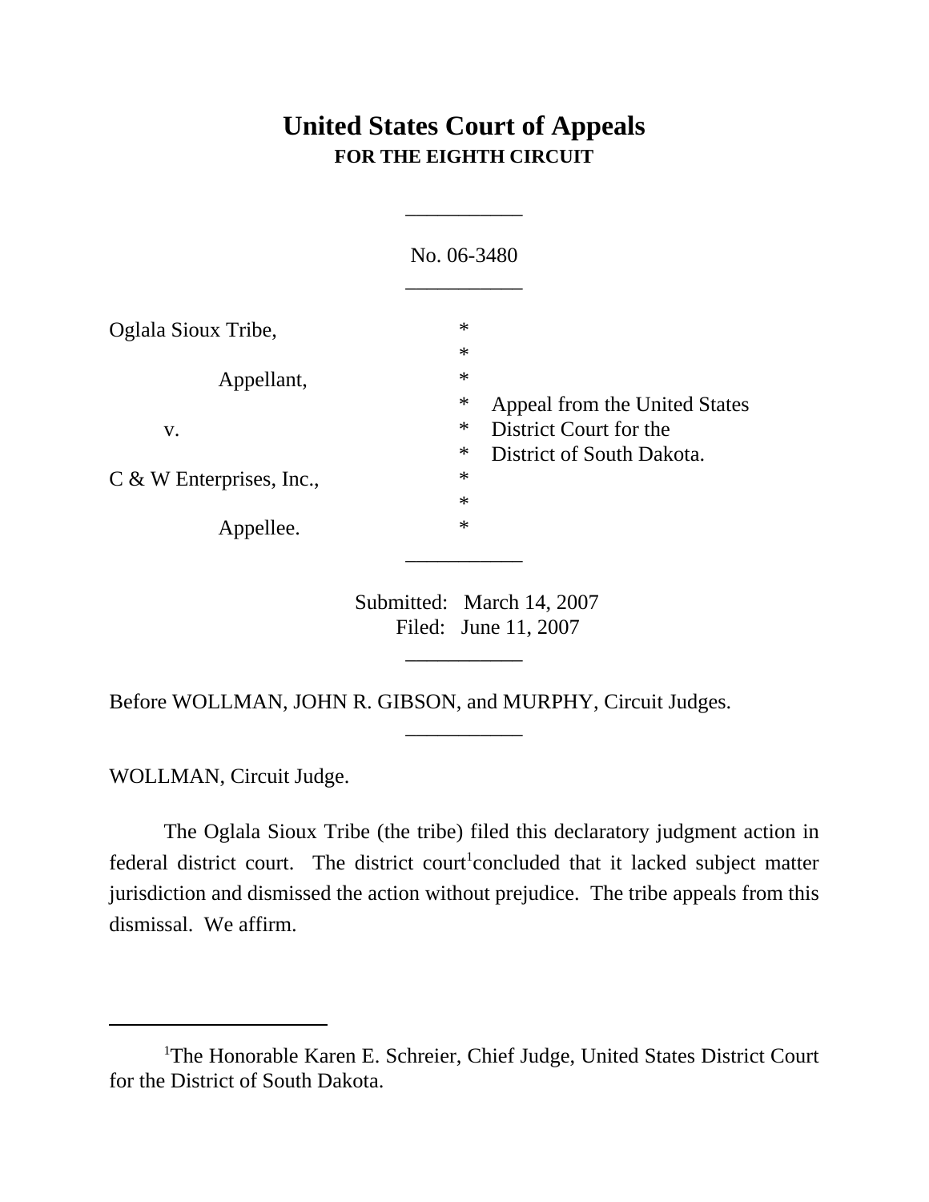# United States Court of Appeals
## FOR THE EIGHTH CIRCUIT

___________

No. 06-3480

___________

| | | |
|---|---|---|
| Oglala Sioux Tribe, | * | |
| | * | |
| Appellant, | * | |
| | * | Appeal from the United States |
| v. | * | District Court for the |
| | * | District of South Dakota. |
| C & W Enterprises, Inc., | * | |
| | * | |
| Appellee. | * | |

___________

Submitted: March 14, 2007
Filed: June 11, 2007

___________

Before WOLLMAN, JOHN R. GIBSON, and MURPHY, Circuit Judges.

___________

WOLLMAN, Circuit Judge.

The Oglala Sioux Tribe (the tribe) filed this declaratory judgment action in federal district court. The district court[1] concluded that it lacked subject matter jurisdiction and dismissed the action without prejudice. The tribe appeals from this dismissal. We affirm.

---

[1]The Honorable Karen E. Schreier, Chief Judge, United States District Court for the District of South Dakota.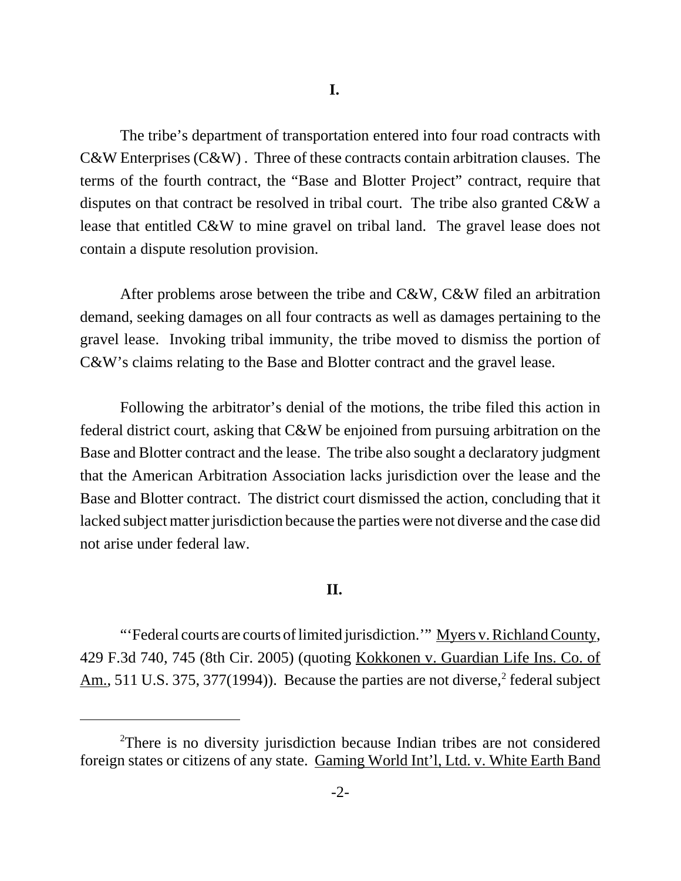## I.

The tribe's department of transportation entered into four road contracts with C&W Enterprises (C&W) . Three of these contracts contain arbitration clauses. The terms of the fourth contract, the "Base and Blotter Project" contract, require that disputes on that contract be resolved in tribal court. The tribe also granted C&W a lease that entitled C&W to mine gravel on tribal land. The gravel lease does not contain a dispute resolution provision.

After problems arose between the tribe and C&W, C&W filed an arbitration demand, seeking damages on all four contracts as well as damages pertaining to the gravel lease. Invoking tribal immunity, the tribe moved to dismiss the portion of C&W's claims relating to the Base and Blotter contract and the gravel lease.

Following the arbitrator's denial of the motions, the tribe filed this action in federal district court, asking that C&W be enjoined from pursuing arbitration on the Base and Blotter contract and the lease. The tribe also sought a declaratory judgment that the American Arbitration Association lacks jurisdiction over the lease and the Base and Blotter contract. The district court dismissed the action, concluding that it lacked subject matter jurisdiction because the parties were not diverse and the case did not arise under federal law.

## II.

"'Federal courts are courts of limited jurisdiction.'" Myers v. Richland County, 429 F.3d 740, 745 (8th Cir. 2005) (quoting Kokkonen v. Guardian Life Ins. Co. of Am., 511 U.S. 375, 377(1994)). Because the parties are not diverse,[2] federal subject

---

[2]There is no diversity jurisdiction because Indian tribes are not considered foreign states or citizens of any state. Gaming World Int'l, Ltd. v. White Earth Band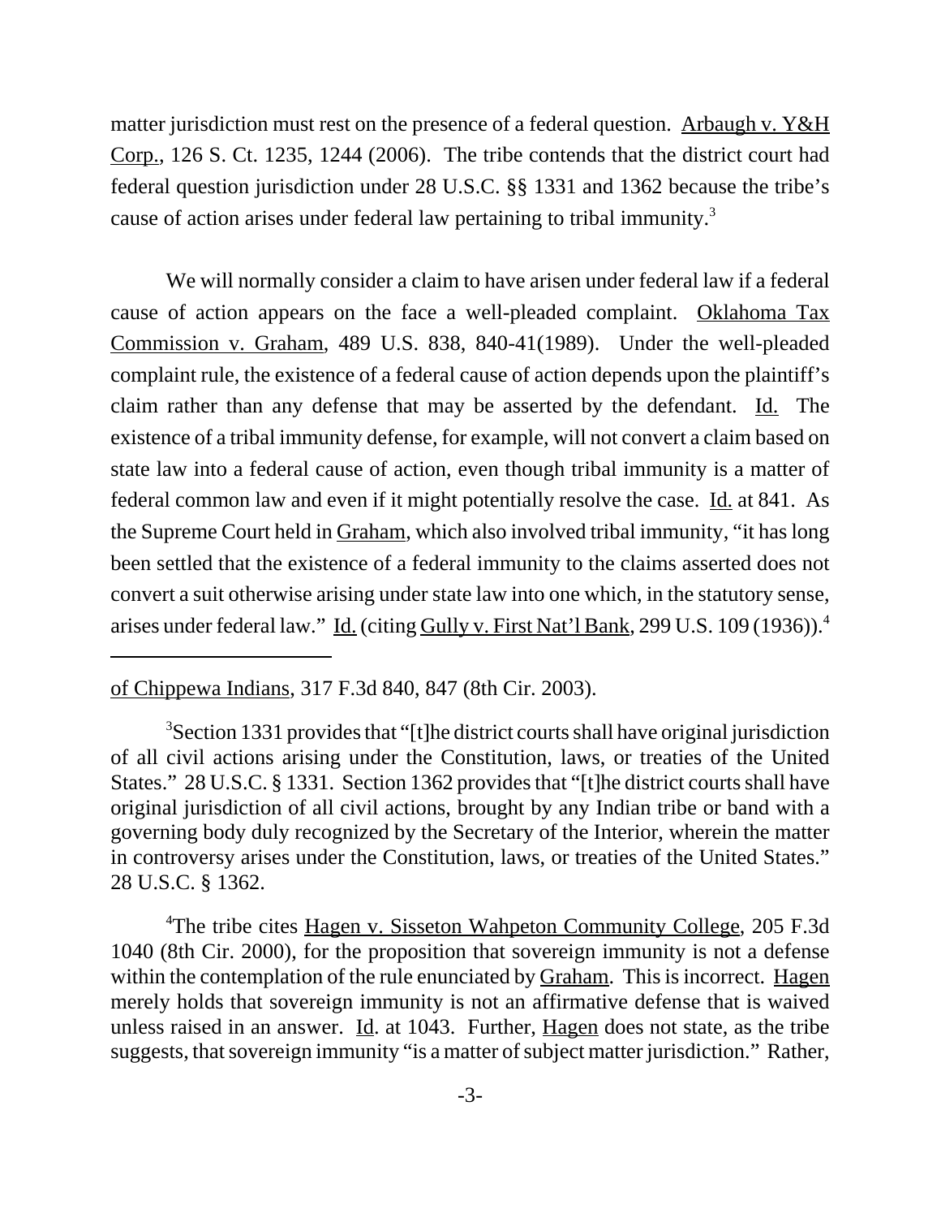matter jurisdiction must rest on the presence of a federal question. Arbaugh v. Y&H Corp., 126 S. Ct. 1235, 1244 (2006). The tribe contends that the district court had federal question jurisdiction under 28 U.S.C. §§ 1331 and 1362 because the tribe's cause of action arises under federal law pertaining to tribal immunity.[3]

We will normally consider a claim to have arisen under federal law if a federal cause of action appears on the face a well-pleaded complaint. Oklahoma Tax Commission v. Graham, 489 U.S. 838, 840-41(1989). Under the well-pleaded complaint rule, the existence of a federal cause of action depends upon the plaintiff's claim rather than any defense that may be asserted by the defendant. Id. The existence of a tribal immunity defense, for example, will not convert a claim based on state law into a federal cause of action, even though tribal immunity is a matter of federal common law and even if it might potentially resolve the case. Id. at 841. As the Supreme Court held in Graham, which also involved tribal immunity, "it has long been settled that the existence of a federal immunity to the claims asserted does not convert a suit otherwise arising under state law into one which, in the statutory sense, arises under federal law." Id. (citing Gully v. First Nat'l Bank, 299 U.S. 109 (1936)).[4]

---

of Chippewa Indians, 317 F.3d 840, 847 (8th Cir. 2003).

[3]Section 1331 provides that "[t]he district courts shall have original jurisdiction of all civil actions arising under the Constitution, laws, or treaties of the United States." 28 U.S.C. § 1331. Section 1362 provides that "[t]he district courts shall have original jurisdiction of all civil actions, brought by any Indian tribe or band with a governing body duly recognized by the Secretary of the Interior, wherein the matter in controversy arises under the Constitution, laws, or treaties of the United States." 28 U.S.C. § 1362.

[4]The tribe cites Hagen v. Sisseton Wahpeton Community College, 205 F.3d 1040 (8th Cir. 2000), for the proposition that sovereign immunity is not a defense within the contemplation of the rule enunciated by Graham. This is incorrect. Hagen merely holds that sovereign immunity is not an affirmative defense that is waived unless raised in an answer. Id. at 1043. Further, Hagen does not state, as the tribe suggests, that sovereign immunity "is a matter of subject matter jurisdiction." Rather,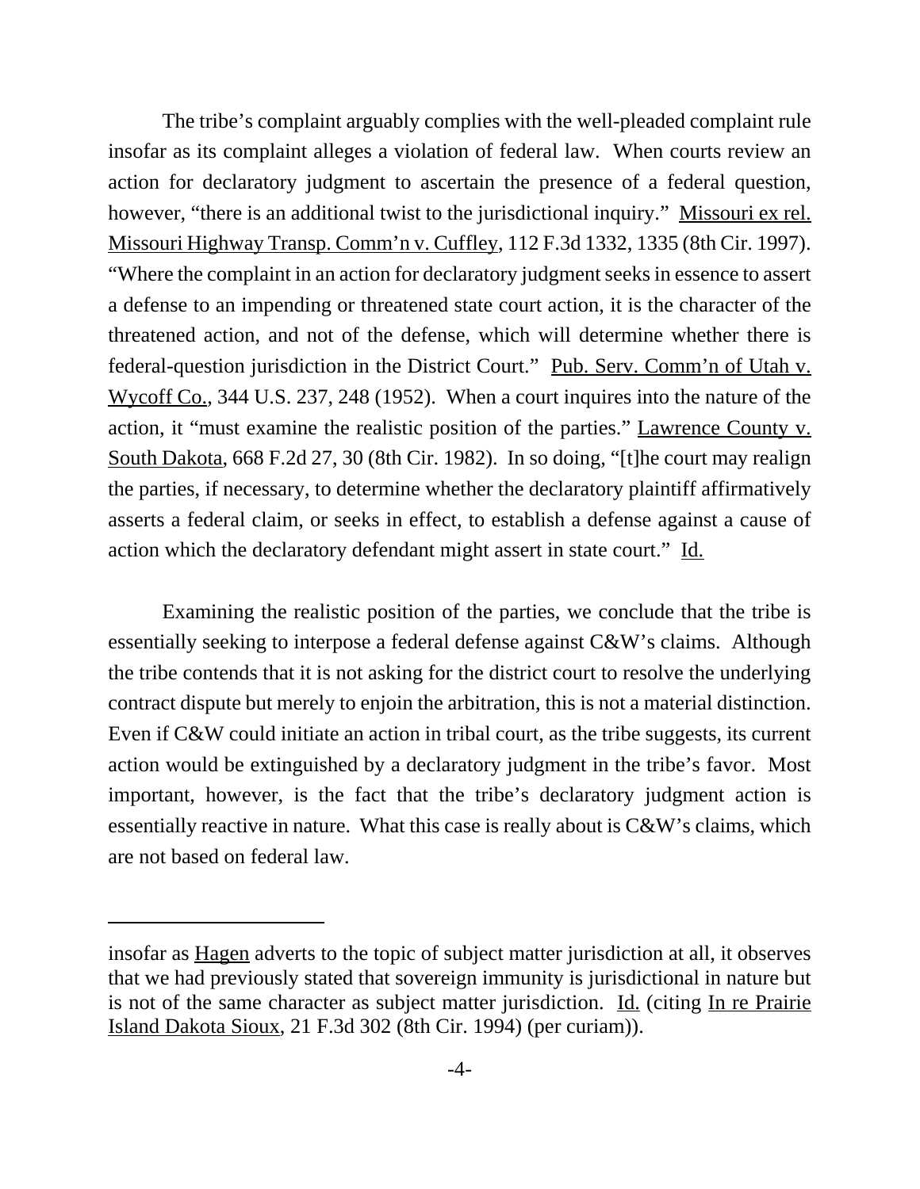The tribe's complaint arguably complies with the well-pleaded complaint rule insofar as its complaint alleges a violation of federal law. When courts review an action for declaratory judgment to ascertain the presence of a federal question, however, "there is an additional twist to the jurisdictional inquiry." Missouri ex rel. Missouri Highway Transp. Comm'n v. Cuffley, 112 F.3d 1332, 1335 (8th Cir. 1997). "Where the complaint in an action for declaratory judgment seeks in essence to assert a defense to an impending or threatened state court action, it is the character of the threatened action, and not of the defense, which will determine whether there is federal-question jurisdiction in the District Court." Pub. Serv. Comm'n of Utah v. Wycoff Co., 344 U.S. 237, 248 (1952). When a court inquires into the nature of the action, it "must examine the realistic position of the parties." Lawrence County v. South Dakota, 668 F.2d 27, 30 (8th Cir. 1982). In so doing, "[t]he court may realign the parties, if necessary, to determine whether the declaratory plaintiff affirmatively asserts a federal claim, or seeks in effect, to establish a defense against a cause of action which the declaratory defendant might assert in state court." Id.

Examining the realistic position of the parties, we conclude that the tribe is essentially seeking to interpose a federal defense against C&W's claims. Although the tribe contends that it is not asking for the district court to resolve the underlying contract dispute but merely to enjoin the arbitration, this is not a material distinction. Even if C&W could initiate an action in tribal court, as the tribe suggests, its current action would be extinguished by a declaratory judgment in the tribe's favor. Most important, however, is the fact that the tribe's declaratory judgment action is essentially reactive in nature. What this case is really about is C&W's claims, which are not based on federal law.

---

insofar as Hagen adverts to the topic of subject matter jurisdiction at all, it observes that we had previously stated that sovereign immunity is jurisdictional in nature but is not of the same character as subject matter jurisdiction. Id. (citing In re Prairie Island Dakota Sioux, 21 F.3d 302 (8th Cir. 1994) (per curiam)).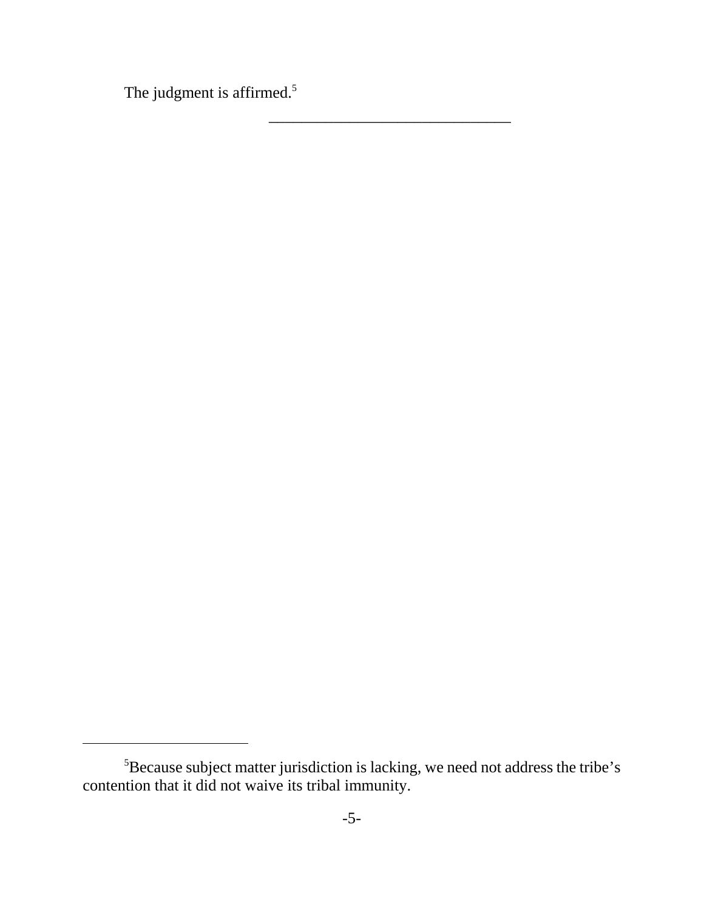The judgment is affirmed.[5]

______________________________

[5]Because subject matter jurisdiction is lacking, we need not address the tribe's contention that it did not waive its tribal immunity.